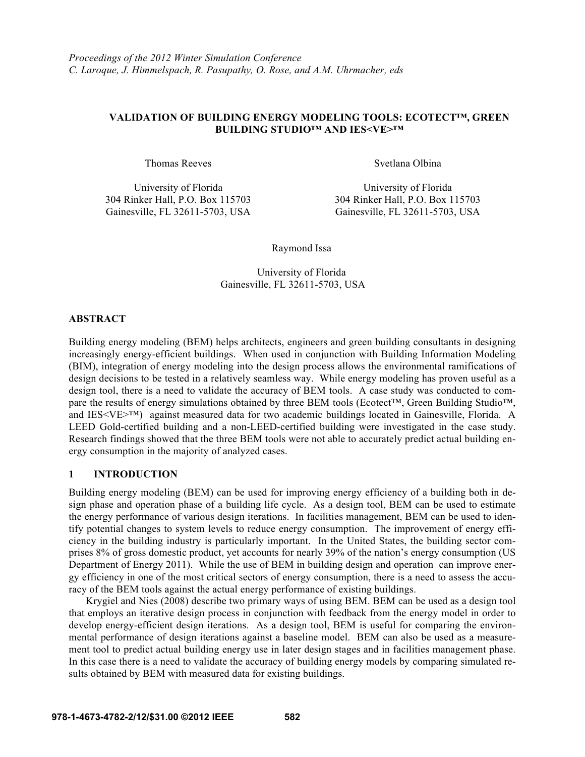*Proceedings of the 2012 Winter Simulation Conference*
*C. Laroque, J. Himmelspach, R. Pasupathy, O. Rose, and A.M. Uhrmacher, eds*

# VALIDATION OF BUILDING ENERGY MODELING TOOLS: ECOTECT™, GREEN BUILDING STUDIO™ AND IES<VE>™

Thomas Reeves
University of Florida
304 Rinker Hall, P.O. Box 115703
Gainesville, FL 32611-5703, USA

Svetlana Olbina
University of Florida
304 Rinker Hall, P.O. Box 115703
Gainesville, FL 32611-5703, USA

Raymond Issa
University of Florida
Gainesville, FL 32611-5703, USA

## ABSTRACT

Building energy modeling (BEM) helps architects, engineers and green building consultants in designing increasingly energy-efficient buildings. When used in conjunction with Building Information Modeling (BIM), integration of energy modeling into the design process allows the environmental ramifications of design decisions to be tested in a relatively seamless way. While energy modeling has proven useful as a design tool, there is a need to validate the accuracy of BEM tools. A case study was conducted to compare the results of energy simulations obtained by three BEM tools (Ecotect™, Green Building Studio™, and IES<VE>™) against measured data for two academic buildings located in Gainesville, Florida. A LEED Gold-certified building and a non-LEED-certified building were investigated in the case study. Research findings showed that the three BEM tools were not able to accurately predict actual building energy consumption in the majority of analyzed cases.

## 1 INTRODUCTION

Building energy modeling (BEM) can be used for improving energy efficiency of a building both in design phase and operation phase of a building life cycle. As a design tool, BEM can be used to estimate the energy performance of various design iterations. In facilities management, BEM can be used to identify potential changes to system levels to reduce energy consumption. The improvement of energy efficiency in the building industry is particularly important. In the United States, the building sector comprises 8% of gross domestic product, yet accounts for nearly 39% of the nation's energy consumption (US Department of Energy 2011). While the use of BEM in building design and operation can improve energy efficiency in one of the most critical sectors of energy consumption, there is a need to assess the accuracy of the BEM tools against the actual energy performance of existing buildings.

Krygiel and Nies (2008) describe two primary ways of using BEM. BEM can be used as a design tool that employs an iterative design process in conjunction with feedback from the energy model in order to develop energy-efficient design iterations. As a design tool, BEM is useful for comparing the environmental performance of design iterations against a baseline model. BEM can also be used as a measurement tool to predict actual building energy use in later design stages and in facilities management phase. In this case there is a need to validate the accuracy of building energy models by comparing simulated results obtained by BEM with measured data for existing buildings.

**978-1-4673-4782-2/12/$31.00 ©2012 IEEE**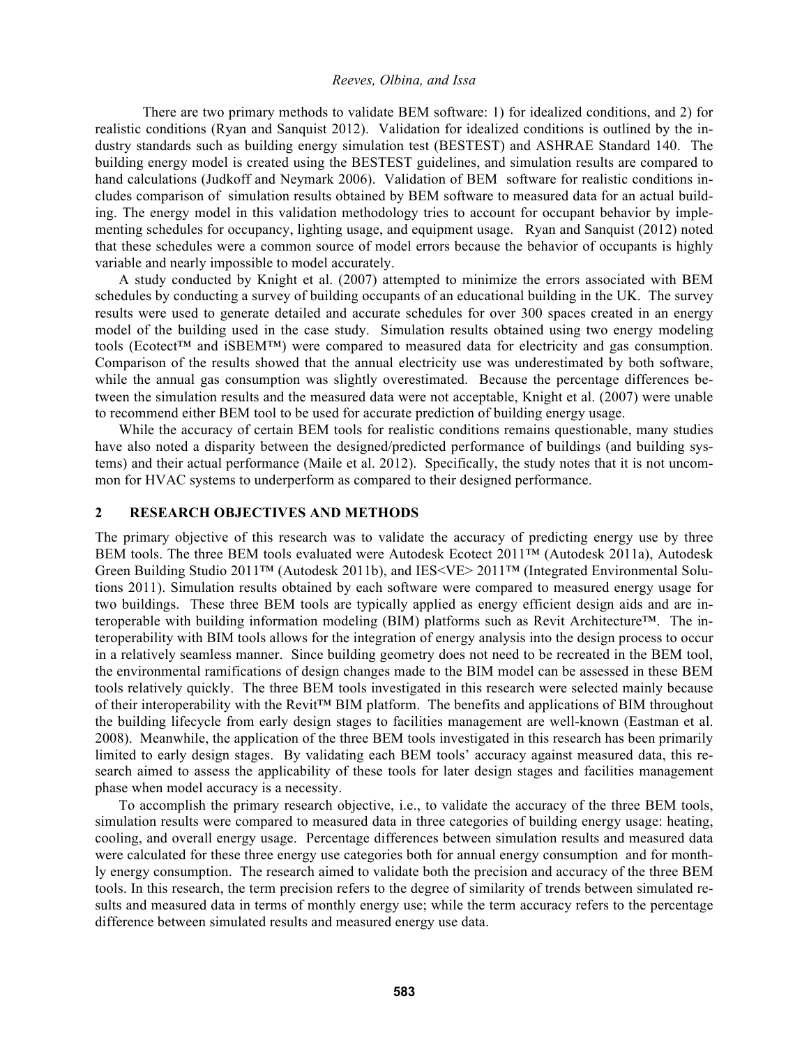There are two primary methods to validate BEM software: 1) for idealized conditions, and 2) for realistic conditions (Ryan and Sanquist 2012). Validation for idealized conditions is outlined by the industry standards such as building energy simulation test (BESTEST) and ASHRAE Standard 140. The building energy model is created using the BESTEST guidelines, and simulation results are compared to hand calculations (Judkoff and Neymark 2006). Validation of BEM software for realistic conditions includes comparison of simulation results obtained by BEM software to measured data for an actual building. The energy model in this validation methodology tries to account for occupant behavior by implementing schedules for occupancy, lighting usage, and equipment usage. Ryan and Sanquist (2012) noted that these schedules were a common source of model errors because the behavior of occupants is highly variable and nearly impossible to model accurately.

A study conducted by Knight et al. (2007) attempted to minimize the errors associated with BEM schedules by conducting a survey of building occupants of an educational building in the UK. The survey results were used to generate detailed and accurate schedules for over 300 spaces created in an energy model of the building used in the case study. Simulation results obtained using two energy modeling tools (Ecotect™ and iSBEM™) were compared to measured data for electricity and gas consumption. Comparison of the results showed that the annual electricity use was underestimated by both software, while the annual gas consumption was slightly overestimated. Because the percentage differences between the simulation results and the measured data were not acceptable, Knight et al. (2007) were unable to recommend either BEM tool to be used for accurate prediction of building energy usage.

While the accuracy of certain BEM tools for realistic conditions remains questionable, many studies have also noted a disparity between the designed/predicted performance of buildings (and building systems) and their actual performance (Maile et al. 2012). Specifically, the study notes that it is not uncommon for HVAC systems to underperform as compared to their designed performance.

## 2 RESEARCH OBJECTIVES AND METHODS

The primary objective of this research was to validate the accuracy of predicting energy use by three BEM tools. The three BEM tools evaluated were Autodesk Ecotect 2011™ (Autodesk 2011a), Autodesk Green Building Studio 2011™ (Autodesk 2011b), and IES<VE> 2011™ (Integrated Environmental Solutions 2011). Simulation results obtained by each software were compared to measured energy usage for two buildings. These three BEM tools are typically applied as energy efficient design aids and are interoperable with building information modeling (BIM) platforms such as Revit Architecture™. The interoperability with BIM tools allows for the integration of energy analysis into the design process to occur in a relatively seamless manner. Since building geometry does not need to be recreated in the BEM tool, the environmental ramifications of design changes made to the BIM model can be assessed in these BEM tools relatively quickly. The three BEM tools investigated in this research were selected mainly because of their interoperability with the Revit™ BIM platform. The benefits and applications of BIM throughout the building lifecycle from early design stages to facilities management are well-known (Eastman et al. 2008). Meanwhile, the application of the three BEM tools investigated in this research has been primarily limited to early design stages. By validating each BEM tools' accuracy against measured data, this research aimed to assess the applicability of these tools for later design stages and facilities management phase when model accuracy is a necessity.

To accomplish the primary research objective, i.e., to validate the accuracy of the three BEM tools, simulation results were compared to measured data in three categories of building energy usage: heating, cooling, and overall energy usage. Percentage differences between simulation results and measured data were calculated for these three energy use categories both for annual energy consumption and for monthly energy consumption. The research aimed to validate both the precision and accuracy of the three BEM tools. In this research, the term precision refers to the degree of similarity of trends between simulated results and measured data in terms of monthly energy use; while the term accuracy refers to the percentage difference between simulated results and measured energy use data.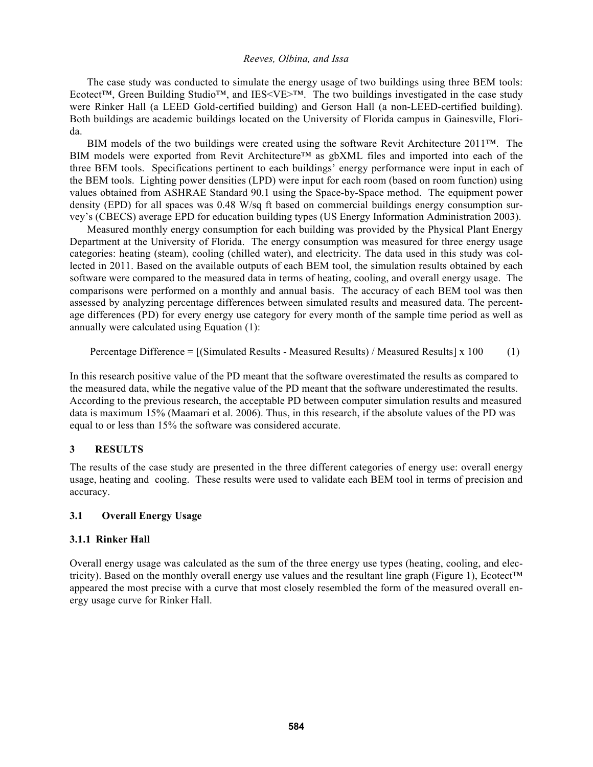The case study was conducted to simulate the energy usage of two buildings using three BEM tools: Ecotect™, Green Building Studio™, and IES<VE>™. The two buildings investigated in the case study were Rinker Hall (a LEED Gold-certified building) and Gerson Hall (a non-LEED-certified building). Both buildings are academic buildings located on the University of Florida campus in Gainesville, Florida.

BIM models of the two buildings were created using the software Revit Architecture 2011™. The BIM models were exported from Revit Architecture™ as gbXML files and imported into each of the three BEM tools. Specifications pertinent to each buildings' energy performance were input in each of the BEM tools. Lighting power densities (LPD) were input for each room (based on room function) using values obtained from ASHRAE Standard 90.1 using the Space-by-Space method. The equipment power density (EPD) for all spaces was 0.48 W/sq ft based on commercial buildings energy consumption survey's (CBECS) average EPD for education building types (US Energy Information Administration 2003).

Measured monthly energy consumption for each building was provided by the Physical Plant Energy Department at the University of Florida. The energy consumption was measured for three energy usage categories: heating (steam), cooling (chilled water), and electricity. The data used in this study was collected in 2011. Based on the available outputs of each BEM tool, the simulation results obtained by each software were compared to the measured data in terms of heating, cooling, and overall energy usage. The comparisons were performed on a monthly and annual basis. The accuracy of each BEM tool was then assessed by analyzing percentage differences between simulated results and measured data. The percentage differences (PD) for every energy use category for every month of the sample time period as well as annually were calculated using Equation (1):

$$\text{Percentage Difference} = [(\text{Simulated Results} - \text{Measured Results}) / \text{Measured Results}] \times 100 \quad (1)$$

In this research positive value of the PD meant that the software overestimated the results as compared to the measured data, while the negative value of the PD meant that the software underestimated the results. According to the previous research, the acceptable PD between computer simulation results and measured data is maximum 15% (Maamari et al. 2006). Thus, in this research, if the absolute values of the PD was equal to or less than 15% the software was considered accurate.

## 3 RESULTS

The results of the case study are presented in the three different categories of energy use: overall energy usage, heating and cooling. These results were used to validate each BEM tool in terms of precision and accuracy.

### 3.1 Overall Energy Usage

#### 3.1.1 Rinker Hall

Overall energy usage was calculated as the sum of the three energy use types (heating, cooling, and electricity). Based on the monthly overall energy use values and the resultant line graph (Figure 1), Ecotect™ appeared the most precise with a curve that most closely resembled the form of the measured overall energy usage curve for Rinker Hall.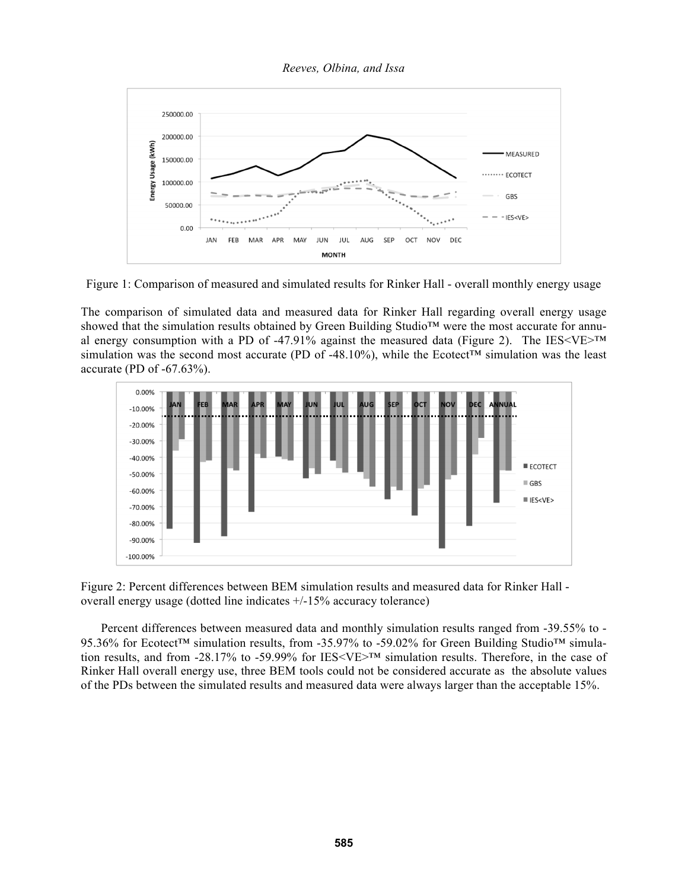Figure 1: Comparison of measured and simulated results for Rinker Hall - overall monthly energy usage

The comparison of simulated data and measured data for Rinker Hall regarding overall energy usage showed that the simulation results obtained by Green Building Studio™ were the most accurate for annual energy consumption with a PD of -47.91% against the measured data (Figure 2). The IES<VE>™ simulation was the second most accurate (PD of -48.10%), while the Ecotect™ simulation was the least accurate (PD of -67.63%).

Figure 2: Percent differences between BEM simulation results and measured data for Rinker Hall - overall energy usage (dotted line indicates +/-15% accuracy tolerance)

Percent differences between measured data and monthly simulation results ranged from -39.55% to -95.36% for Ecotect™ simulation results, from -35.97% to -59.02% for Green Building Studio™ simulation results, and from -28.17% to -59.99% for IES<VE>™ simulation results. Therefore, in the case of Rinker Hall overall energy use, three BEM tools could not be considered accurate as the absolute values of the PDs between the simulated results and measured data were always larger than the acceptable 15%.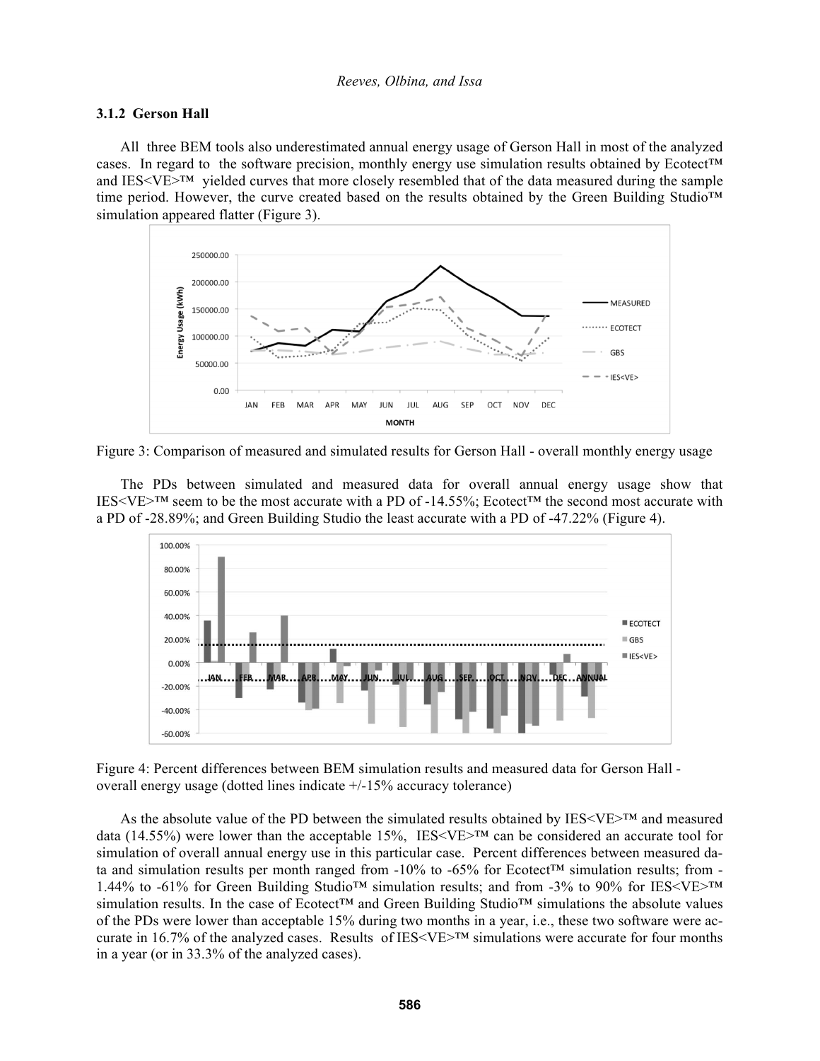### 3.1.2 Gerson Hall

All three BEM tools also underestimated annual energy usage of Gerson Hall in most of the analyzed cases. In regard to the software precision, monthly energy use simulation results obtained by Ecotect™ and IES<VE>™ yielded curves that more closely resembled that of the data measured during the sample time period. However, the curve created based on the results obtained by the Green Building Studio™ simulation appeared flatter (Figure 3).

Figure 3: Comparison of measured and simulated results for Gerson Hall - overall monthly energy usage

The PDs between simulated and measured data for overall annual energy usage show that IES<VE>™ seem to be the most accurate with a PD of -14.55%; Ecotect™ the second most accurate with a PD of -28.89%; and Green Building Studio the least accurate with a PD of -47.22% (Figure 4).

Figure 4: Percent differences between BEM simulation results and measured data for Gerson Hall - overall energy usage (dotted lines indicate +/-15% accuracy tolerance)

As the absolute value of the PD between the simulated results obtained by IES<VE>™ and measured data (14.55%) were lower than the acceptable 15%, IES<VE>™ can be considered an accurate tool for simulation of overall annual energy use in this particular case. Percent differences between measured data and simulation results per month ranged from -10% to -65% for Ecotect™ simulation results; from -1.44% to -61% for Green Building Studio™ simulation results; and from -3% to 90% for IES<VE>™ simulation results. In the case of Ecotect™ and Green Building Studio™ simulations the absolute values of the PDs were lower than acceptable 15% during two months in a year, i.e., these two software were accurate in 16.7% of the analyzed cases. Results of IES<VE>™ simulations were accurate for four months in a year (or in 33.3% of the analyzed cases).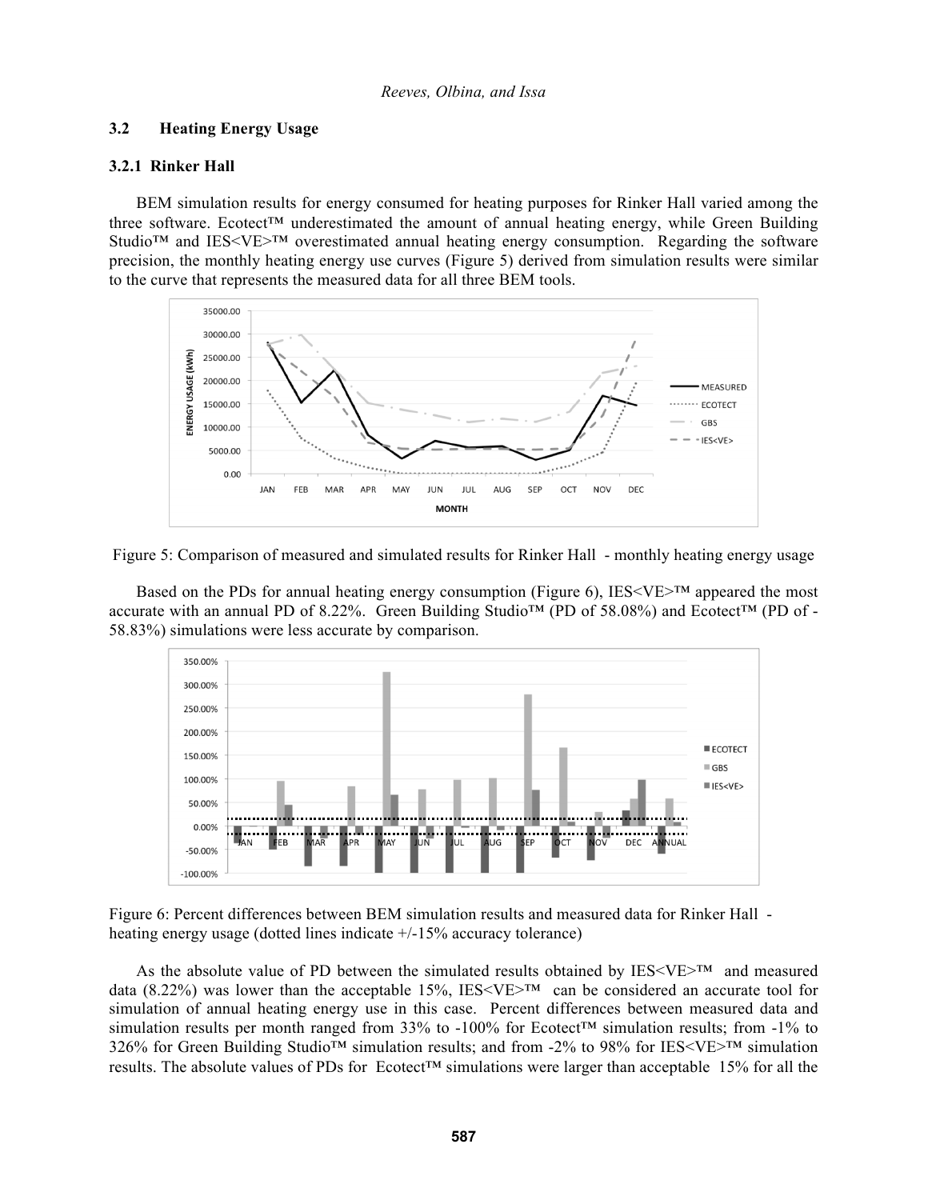### 3.2 Heating Energy Usage

#### 3.2.1 Rinker Hall

BEM simulation results for energy consumed for heating purposes for Rinker Hall varied among the three software. Ecotect™ underestimated the amount of annual heating energy, while Green Building Studio™ and IES<VE>™ overestimated annual heating energy consumption. Regarding the software precision, the monthly heating energy use curves (Figure 5) derived from simulation results were similar to the curve that represents the measured data for all three BEM tools.

Figure 5: Comparison of measured and simulated results for Rinker Hall - monthly heating energy usage

Based on the PDs for annual heating energy consumption (Figure 6), IES<VE>™ appeared the most accurate with an annual PD of 8.22%. Green Building Studio™ (PD of 58.08%) and Ecotect™ (PD of -58.83%) simulations were less accurate by comparison.

Figure 6: Percent differences between BEM simulation results and measured data for Rinker Hall - heating energy usage (dotted lines indicate +/-15% accuracy tolerance)

As the absolute value of PD between the simulated results obtained by IES<VE>™ and measured data (8.22%) was lower than the acceptable 15%, IES<VE>™ can be considered an accurate tool for simulation of annual heating energy use in this case. Percent differences between measured data and simulation results per month ranged from 33% to -100% for Ecotect™ simulation results; from -1% to 326% for Green Building Studio™ simulation results; and from -2% to 98% for IES<VE>™ simulation results. The absolute values of PDs for Ecotect™ simulations were larger than acceptable 15% for all the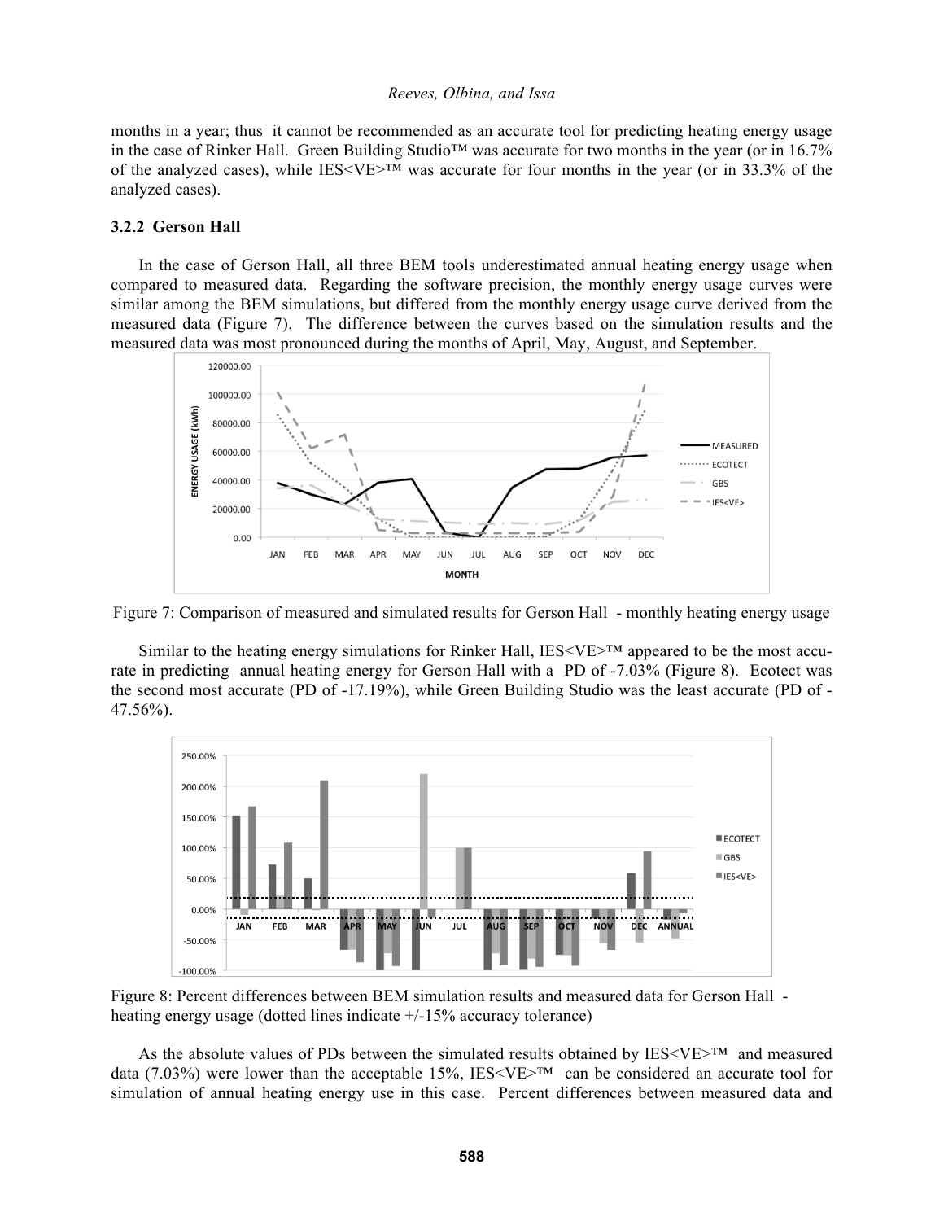months in a year; thus it cannot be recommended as an accurate tool for predicting heating energy usage in the case of Rinker Hall. Green Building Studio™ was accurate for two months in the year (or in 16.7% of the analyzed cases), while IES<VE>™ was accurate for four months in the year (or in 33.3% of the analyzed cases).

### 3.2.2 Gerson Hall

In the case of Gerson Hall, all three BEM tools underestimated annual heating energy usage when compared to measured data. Regarding the software precision, the monthly energy usage curves were similar among the BEM simulations, but differed from the monthly energy usage curve derived from the measured data (Figure 7). The difference between the curves based on the simulation results and the measured data was most pronounced during the months of April, May, August, and September.

Figure 7: Comparison of measured and simulated results for Gerson Hall - monthly heating energy usage

Similar to the heating energy simulations for Rinker Hall, IES<VE>™ appeared to be the most accurate in predicting annual heating energy for Gerson Hall with a PD of -7.03% (Figure 8). Ecotect was the second most accurate (PD of -17.19%), while Green Building Studio was the least accurate (PD of -47.56%).

Figure 8: Percent differences between BEM simulation results and measured data for Gerson Hall - heating energy usage (dotted lines indicate +/-15% accuracy tolerance)

As the absolute values of PDs between the simulated results obtained by IES<VE>™ and measured data (7.03%) were lower than the acceptable 15%, IES<VE>™ can be considered an accurate tool for simulation of annual heating energy use in this case. Percent differences between measured data and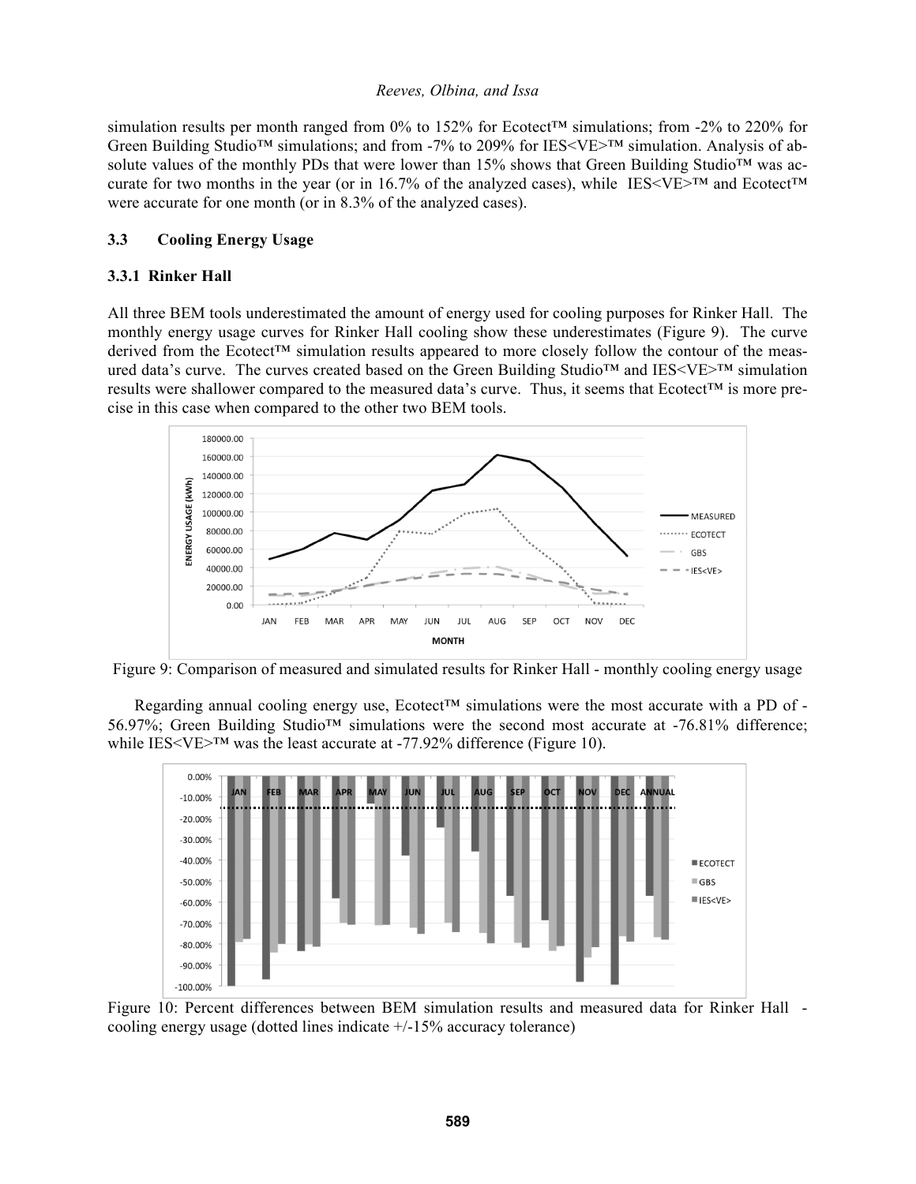simulation results per month ranged from 0% to 152% for Ecotect™ simulations; from -2% to 220% for Green Building Studio™ simulations; and from -7% to 209% for IES<VE>™ simulation. Analysis of absolute values of the monthly PDs that were lower than 15% shows that Green Building Studio™ was accurate for two months in the year (or in 16.7% of the analyzed cases), while IES<VE>™ and Ecotect™ were accurate for one month (or in 8.3% of the analyzed cases).

### 3.3 Cooling Energy Usage

#### 3.3.1 Rinker Hall

All three BEM tools underestimated the amount of energy used for cooling purposes for Rinker Hall. The monthly energy usage curves for Rinker Hall cooling show these underestimates (Figure 9). The curve derived from the Ecotect™ simulation results appeared to more closely follow the contour of the measured data's curve. The curves created based on the Green Building Studio™ and IES<VE>™ simulation results were shallower compared to the measured data's curve. Thus, it seems that Ecotect™ is more precise in this case when compared to the other two BEM tools.

Figure 9: Comparison of measured and simulated results for Rinker Hall - monthly cooling energy usage

Regarding annual cooling energy use, Ecotect™ simulations were the most accurate with a PD of -56.97%; Green Building Studio™ simulations were the second most accurate at -76.81% difference; while IES<VE>™ was the least accurate at -77.92% difference (Figure 10).

Figure 10: Percent differences between BEM simulation results and measured data for Rinker Hall - cooling energy usage (dotted lines indicate +/-15% accuracy tolerance)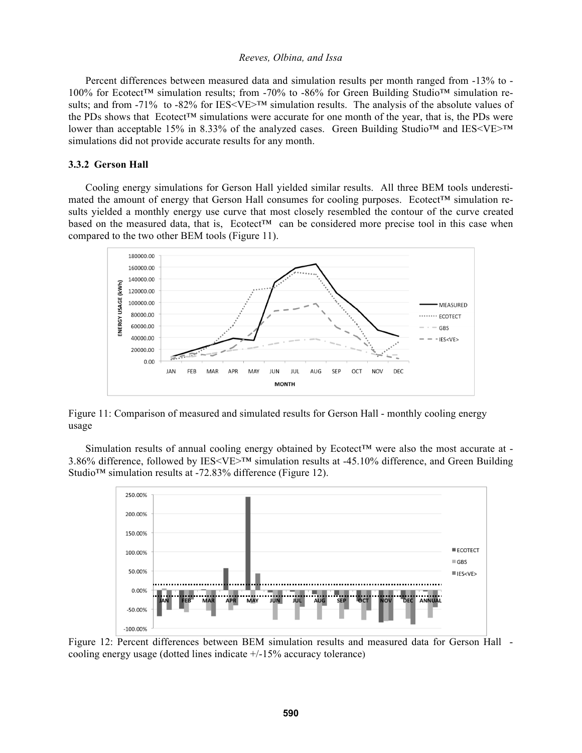Percent differences between measured data and simulation results per month ranged from -13% to -100% for Ecotect™ simulation results; from -70% to -86% for Green Building Studio™ simulation results; and from -71% to -82% for IES<VE>™ simulation results. The analysis of the absolute values of the PDs shows that Ecotect™ simulations were accurate for one month of the year, that is, the PDs were lower than acceptable 15% in 8.33% of the analyzed cases. Green Building Studio™ and IES<VE>™ simulations did not provide accurate results for any month.

### 3.3.2 Gerson Hall

Cooling energy simulations for Gerson Hall yielded similar results. All three BEM tools underestimated the amount of energy that Gerson Hall consumes for cooling purposes. Ecotect™ simulation results yielded a monthly energy use curve that most closely resembled the contour of the curve created based on the measured data, that is, Ecotect™ can be considered more precise tool in this case when compared to the two other BEM tools (Figure 11).

Figure 11: Comparison of measured and simulated results for Gerson Hall - monthly cooling energy usage

Simulation results of annual cooling energy obtained by Ecotect™ were also the most accurate at -3.86% difference, followed by IES<VE>™ simulation results at -45.10% difference, and Green Building Studio™ simulation results at -72.83% difference (Figure 12).

Figure 12: Percent differences between BEM simulation results and measured data for Gerson Hall - cooling energy usage (dotted lines indicate +/-15% accuracy tolerance)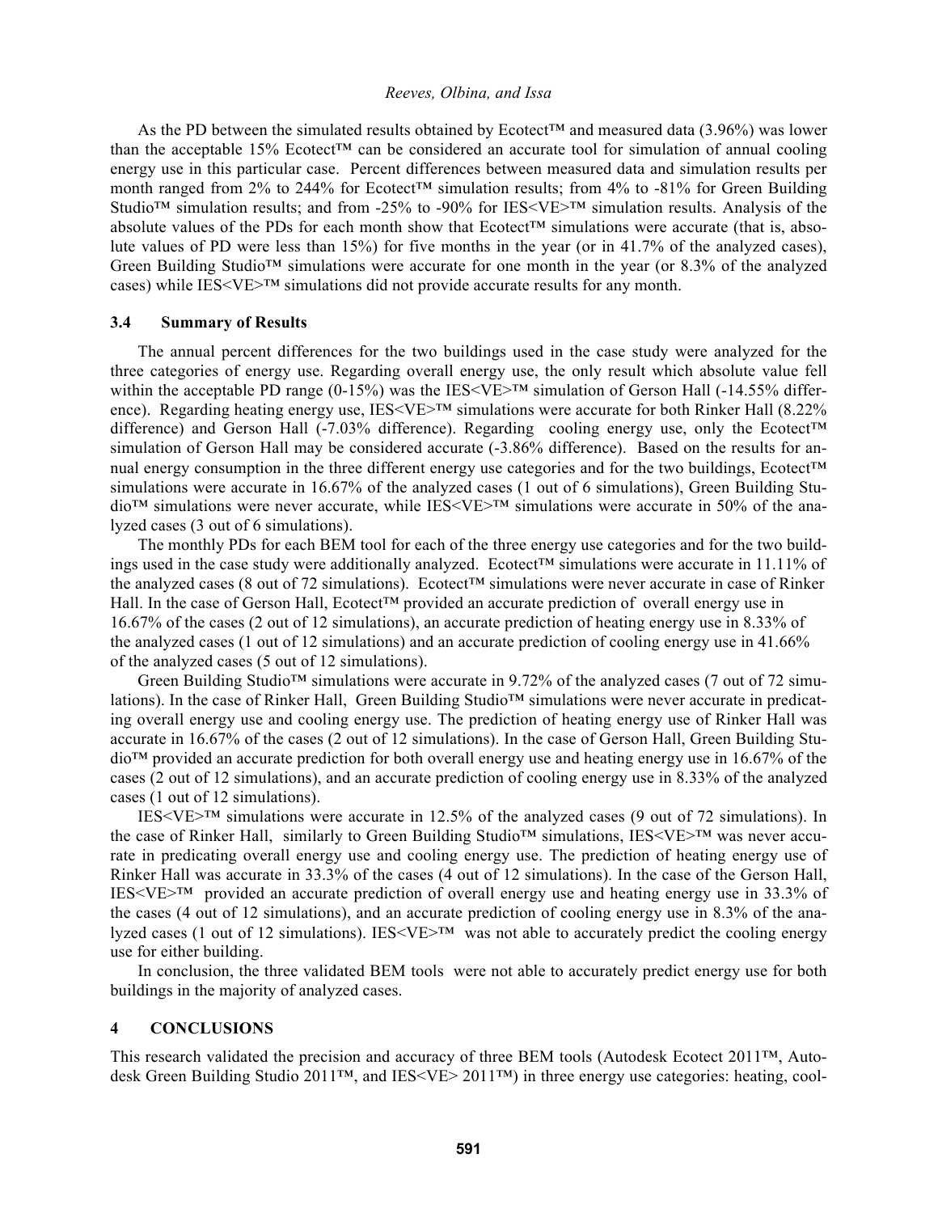As the PD between the simulated results obtained by Ecotect™ and measured data (3.96%) was lower than the acceptable 15% Ecotect™ can be considered an accurate tool for simulation of annual cooling energy use in this particular case. Percent differences between measured data and simulation results per month ranged from 2% to 244% for Ecotect™ simulation results; from 4% to -81% for Green Building Studio™ simulation results; and from -25% to -90% for IES<VE>™ simulation results. Analysis of the absolute values of the PDs for each month show that Ecotect™ simulations were accurate (that is, absolute values of PD were less than 15%) for five months in the year (or in 41.7% of the analyzed cases), Green Building Studio™ simulations were accurate for one month in the year (or 8.3% of the analyzed cases) while IES<VE>™ simulations did not provide accurate results for any month.

### 3.4 Summary of Results

The annual percent differences for the two buildings used in the case study were analyzed for the three categories of energy use. Regarding overall energy use, the only result which absolute value fell within the acceptable PD range (0-15%) was the IES<VE>™ simulation of Gerson Hall (-14.55% difference). Regarding heating energy use, IES<VE>™ simulations were accurate for both Rinker Hall (8.22% difference) and Gerson Hall (-7.03% difference). Regarding cooling energy use, only the Ecotect™ simulation of Gerson Hall may be considered accurate (-3.86% difference). Based on the results for annual energy consumption in the three different energy use categories and for the two buildings, Ecotect™ simulations were accurate in 16.67% of the analyzed cases (1 out of 6 simulations), Green Building Studio™ simulations were never accurate, while IES<VE>™ simulations were accurate in 50% of the analyzed cases (3 out of 6 simulations).

The monthly PDs for each BEM tool for each of the three energy use categories and for the two buildings used in the case study were additionally analyzed. Ecotect™ simulations were accurate in 11.11% of the analyzed cases (8 out of 72 simulations). Ecotect™ simulations were never accurate in case of Rinker Hall. In the case of Gerson Hall, Ecotect™ provided an accurate prediction of overall energy use in 16.67% of the cases (2 out of 12 simulations), an accurate prediction of heating energy use in 8.33% of the analyzed cases (1 out of 12 simulations) and an accurate prediction of cooling energy use in 41.66% of the analyzed cases (5 out of 12 simulations).

Green Building Studio™ simulations were accurate in 9.72% of the analyzed cases (7 out of 72 simulations). In the case of Rinker Hall, Green Building Studio™ simulations were never accurate in predicating overall energy use and cooling energy use. The prediction of heating energy use of Rinker Hall was accurate in 16.67% of the cases (2 out of 12 simulations). In the case of Gerson Hall, Green Building Studio™ provided an accurate prediction for both overall energy use and heating energy use in 16.67% of the cases (2 out of 12 simulations), and an accurate prediction of cooling energy use in 8.33% of the analyzed cases (1 out of 12 simulations).

IES<VE>™ simulations were accurate in 12.5% of the analyzed cases (9 out of 72 simulations). In the case of Rinker Hall, similarly to Green Building Studio™ simulations, IES<VE>™ was never accurate in predicating overall energy use and cooling energy use. The prediction of heating energy use of Rinker Hall was accurate in 33.3% of the cases (4 out of 12 simulations). In the case of the Gerson Hall, IES<VE>™ provided an accurate prediction of overall energy use and heating energy use in 33.3% of the cases (4 out of 12 simulations), and an accurate prediction of cooling energy use in 8.3% of the analyzed cases (1 out of 12 simulations). IES<VE>™ was not able to accurately predict the cooling energy use for either building.

In conclusion, the three validated BEM tools were not able to accurately predict energy use for both buildings in the majority of analyzed cases.

## 4 CONCLUSIONS

This research validated the precision and accuracy of three BEM tools (Autodesk Ecotect 2011™, Autodesk Green Building Studio 2011™, and IES<VE> 2011™) in three energy use categories: heating, cool-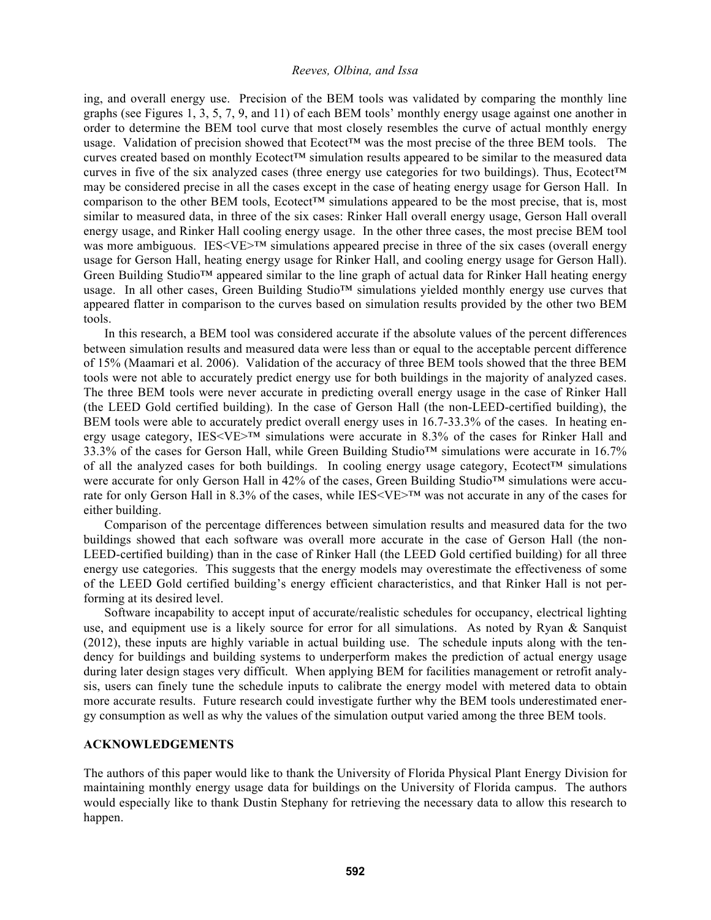ing, and overall energy use. Precision of the BEM tools was validated by comparing the monthly line graphs (see Figures 1, 3, 5, 7, 9, and 11) of each BEM tools' monthly energy usage against one another in order to determine the BEM tool curve that most closely resembles the curve of actual monthly energy usage. Validation of precision showed that Ecotect™ was the most precise of the three BEM tools. The curves created based on monthly Ecotect™ simulation results appeared to be similar to the measured data curves in five of the six analyzed cases (three energy use categories for two buildings). Thus, Ecotect™ may be considered precise in all the cases except in the case of heating energy usage for Gerson Hall. In comparison to the other BEM tools, Ecotect™ simulations appeared to be the most precise, that is, most similar to measured data, in three of the six cases: Rinker Hall overall energy usage, Gerson Hall overall energy usage, and Rinker Hall cooling energy usage. In the other three cases, the most precise BEM tool was more ambiguous. IES<VE>™ simulations appeared precise in three of the six cases (overall energy usage for Gerson Hall, heating energy usage for Rinker Hall, and cooling energy usage for Gerson Hall). Green Building Studio™ appeared similar to the line graph of actual data for Rinker Hall heating energy usage. In all other cases, Green Building Studio™ simulations yielded monthly energy use curves that appeared flatter in comparison to the curves based on simulation results provided by the other two BEM tools.

In this research, a BEM tool was considered accurate if the absolute values of the percent differences between simulation results and measured data were less than or equal to the acceptable percent difference of 15% (Maamari et al. 2006). Validation of the accuracy of three BEM tools showed that the three BEM tools were not able to accurately predict energy use for both buildings in the majority of analyzed cases. The three BEM tools were never accurate in predicting overall energy usage in the case of Rinker Hall (the LEED Gold certified building). In the case of Gerson Hall (the non-LEED-certified building), the BEM tools were able to accurately predict overall energy uses in 16.7-33.3% of the cases. In heating energy usage category, IES<VE>™ simulations were accurate in 8.3% of the cases for Rinker Hall and 33.3% of the cases for Gerson Hall, while Green Building Studio™ simulations were accurate in 16.7% of all the analyzed cases for both buildings. In cooling energy usage category, Ecotect™ simulations were accurate for only Gerson Hall in 42% of the cases, Green Building Studio™ simulations were accurate for only Gerson Hall in 8.3% of the cases, while IES<VE>™ was not accurate in any of the cases for either building.

Comparison of the percentage differences between simulation results and measured data for the two buildings showed that each software was overall more accurate in the case of Gerson Hall (the non-LEED-certified building) than in the case of Rinker Hall (the LEED Gold certified building) for all three energy use categories. This suggests that the energy models may overestimate the effectiveness of some of the LEED Gold certified building's energy efficient characteristics, and that Rinker Hall is not performing at its desired level.

Software incapability to accept input of accurate/realistic schedules for occupancy, electrical lighting use, and equipment use is a likely source for error for all simulations. As noted by Ryan & Sanquist (2012), these inputs are highly variable in actual building use. The schedule inputs along with the tendency for buildings and building systems to underperform makes the prediction of actual energy usage during later design stages very difficult. When applying BEM for facilities management or retrofit analysis, users can finely tune the schedule inputs to calibrate the energy model with metered data to obtain more accurate results. Future research could investigate further why the BEM tools underestimated energy consumption as well as why the values of the simulation output varied among the three BEM tools.

## ACKNOWLEDGEMENTS

The authors of this paper would like to thank the University of Florida Physical Plant Energy Division for maintaining monthly energy usage data for buildings on the University of Florida campus. The authors would especially like to thank Dustin Stephany for retrieving the necessary data to allow this research to happen.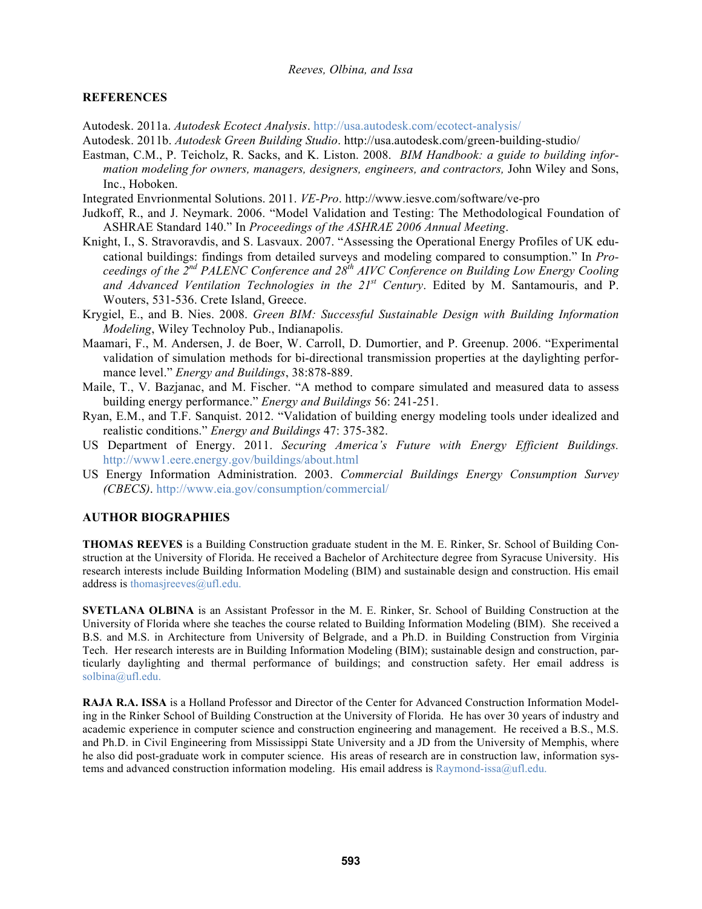## REFERENCES

Autodesk. 2011a. *Autodesk Ecotect Analysis*. http://usa.autodesk.com/ecotect-analysis/

Autodesk. 2011b. *Autodesk Green Building Studio*. http://usa.autodesk.com/green-building-studio/

Eastman, C.M., P. Teicholz, R. Sacks, and K. Liston. 2008. *BIM Handbook: a guide to building information modeling for owners, managers, designers, engineers, and contractors,* John Wiley and Sons, Inc., Hoboken.

Integrated Envrionmental Solutions. 2011. *VE-Pro*. http://www.iesve.com/software/ve-pro

Judkoff, R., and J. Neymark. 2006. "Model Validation and Testing: The Methodological Foundation of ASHRAE Standard 140." In *Proceedings of the ASHRAE 2006 Annual Meeting*.

Knight, I., S. Stravoravdis, and S. Lasvaux. 2007. "Assessing the Operational Energy Profiles of UK educational buildings: findings from detailed surveys and modeling compared to consumption." In *Proceedings of the 2nd PALENC Conference and 28th AIVC Conference on Building Low Energy Cooling and Advanced Ventilation Technologies in the 21st Century*. Edited by M. Santamouris, and P. Wouters, 531-536. Crete Island, Greece.

Krygiel, E., and B. Nies. 2008. *Green BIM: Successful Sustainable Design with Building Information Modeling*, Wiley Technoloy Pub., Indianapolis.

Maamari, F., M. Andersen, J. de Boer, W. Carroll, D. Dumortier, and P. Greenup. 2006. "Experimental validation of simulation methods for bi-directional transmission properties at the daylighting performance level." *Energy and Buildings*, 38:878-889.

Maile, T., V. Bazjanac, and M. Fischer. "A method to compare simulated and measured data to assess building energy performance." *Energy and Buildings* 56: 241-251.

Ryan, E.M., and T.F. Sanquist. 2012. "Validation of building energy modeling tools under idealized and realistic conditions." *Energy and Buildings* 47: 375-382.

US Department of Energy. 2011. *Securing America's Future with Energy Efficient Buildings.* http://www1.eere.energy.gov/buildings/about.html

US Energy Information Administration. 2003. *Commercial Buildings Energy Consumption Survey (CBECS)*. http://www.eia.gov/consumption/commercial/

## AUTHOR BIOGRAPHIES

**THOMAS REEVES** is a Building Construction graduate student in the M. E. Rinker, Sr. School of Building Construction at the University of Florida. He received a Bachelor of Architecture degree from Syracuse University. His research interests include Building Information Modeling (BIM) and sustainable design and construction. His email address is thomasjreeves@ufl.edu.

**SVETLANA OLBINA** is an Assistant Professor in the M. E. Rinker, Sr. School of Building Construction at the University of Florida where she teaches the course related to Building Information Modeling (BIM). She received a B.S. and M.S. in Architecture from University of Belgrade, and a Ph.D. in Building Construction from Virginia Tech. Her research interests are in Building Information Modeling (BIM); sustainable design and construction, particularly daylighting and thermal performance of buildings; and construction safety. Her email address is solbina@ufl.edu.

**RAJA R.A. ISSA** is a Holland Professor and Director of the Center for Advanced Construction Information Modeling in the Rinker School of Building Construction at the University of Florida. He has over 30 years of industry and academic experience in computer science and construction engineering and management. He received a B.S., M.S. and Ph.D. in Civil Engineering from Mississippi State University and a JD from the University of Memphis, where he also did post-graduate work in computer science. His areas of research are in construction law, information systems and advanced construction information modeling. His email address is Raymond-issa@ufl.edu.